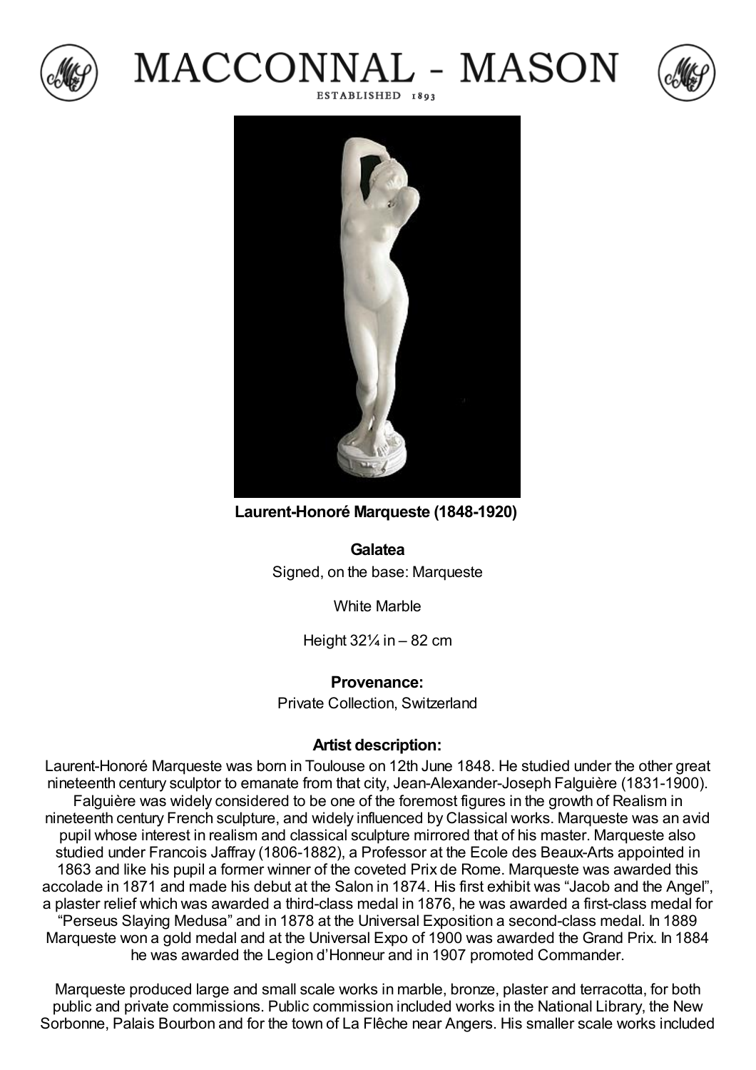# MACCONNAL - MASON

ESTABLISHED 1893

**Laurent-Honoré Marqueste (1848-1920)**

**Galatea**

Signed, on the base: Marqueste

White Marble

Height 32¼ in – 82 cm

**Provenance:**

Private Collection, Switzerland

**Artist description:**

Laurent-Honoré Marqueste was born in Toulouse on 12th June 1848. He studied under the other great nineteenth century sculptor to emanate from that city, Jean-Alexander-Joseph Falguière (1831-1900). Falguière was widely considered to be one of the foremost figures in the growth of Realism in nineteenth century French sculpture, and widely influenced by Classical works. Marqueste was an avid pupil whose interest in realism and classical sculpture mirrored that of his master. Marqueste also studied under Francois Jaffray (1806-1882), a Professor at the Ecole des Beaux-Arts appointed in 1863 and like his pupil a former winner of the coveted Prix de Rome. Marqueste was awarded this accolade in 1871 and made his debut at the Salon in 1874. His first exhibit was "Jacob and the Angel", a plaster relief which was awarded a third-class medal in 1876, he was awarded a first-class medal for "Perseus Slaying Medusa" and in 1878 at the Universal Exposition a second-class medal. In 1889 Marqueste won a gold medal and at the Universal Expo of 1900 was awarded the Grand Prix. In 1884 he was awarded the Legion d'Honneur and in 1907 promoted Commander.

Marqueste produced large and small scale works in marble, bronze, plaster and terracotta, for both public and private commissions. Public commission included works in the National Library, the New Sorbonne, Palais Bourbon and for the town of La Flêche near Angers. His smaller scale works included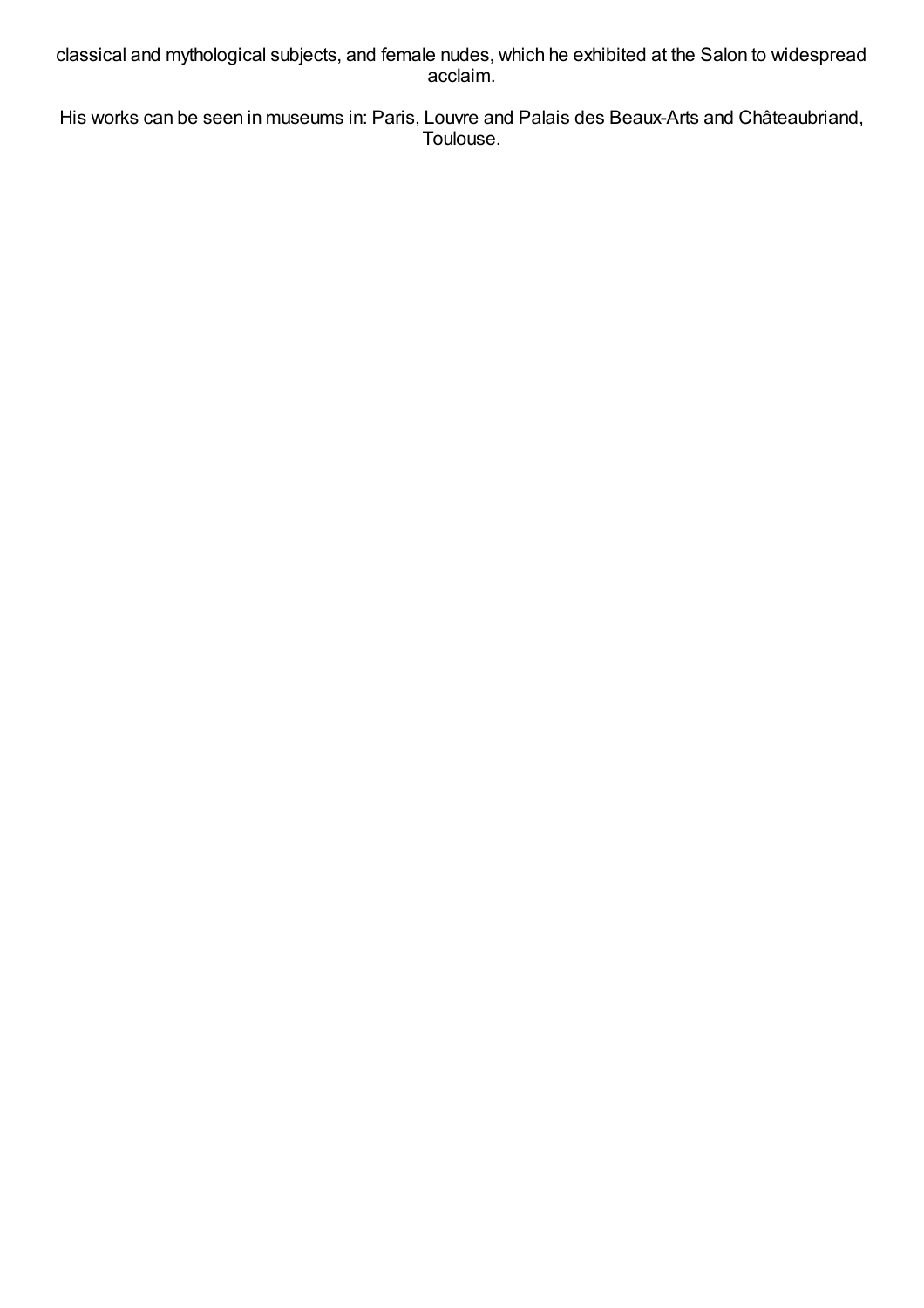classical and mythological subjects, and female nudes, which he exhibited at the Salon to widespread acclaim.

His works can be seen in museums in: Paris, Louvre and Palais des Beaux-Arts and Châteaubriand, Toulouse.